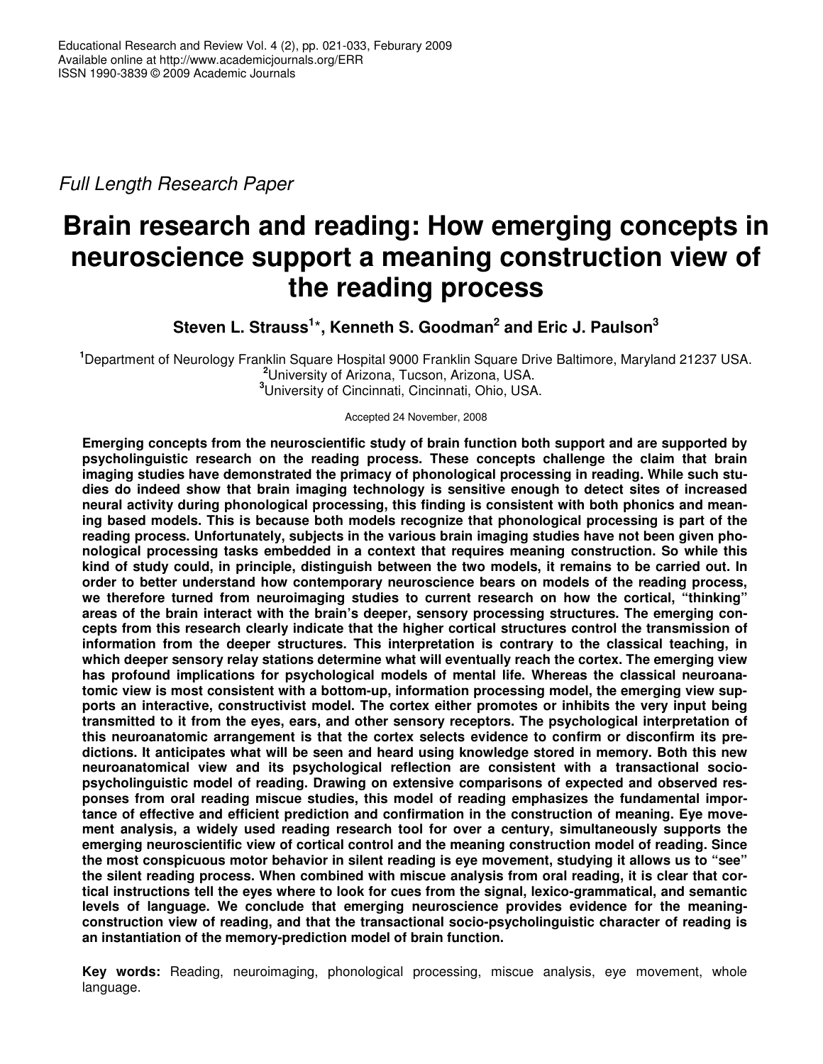Full Length Research Paper

# Brain research and reading: How emerging concepts in neuroscience support a meaning construction view of the reading process

**Steven L. Strauss[1]*, Kenneth S. Goodman[2] and Eric J. Paulson[3]**

[1]Department of Neurology Franklin Square Hospital 9000 Franklin Square Drive Baltimore, Maryland 21237 USA.
[2]University of Arizona, Tucson, Arizona, USA.
[3]University of Cincinnati, Cincinnati, Ohio, USA.

Accepted 24 November, 2008

**Emerging concepts from the neuroscientific study of brain function both support and are supported by psycholinguistic research on the reading process. These concepts challenge the claim that brain imaging studies have demonstrated the primacy of phonological processing in reading. While such studies do indeed show that brain imaging technology is sensitive enough to detect sites of increased neural activity during phonological processing, this finding is consistent with both phonics and meaning based models. This is because both models recognize that phonological processing is part of the reading process. Unfortunately, subjects in the various brain imaging studies have not been given phonological processing tasks embedded in a context that requires meaning construction. So while this kind of study could, in principle, distinguish between the two models, it remains to be carried out. In order to better understand how contemporary neuroscience bears on models of the reading process, we therefore turned from neuroimaging studies to current research on how the cortical, "thinking" areas of the brain interact with the brain's deeper, sensory processing structures. The emerging concepts from this research clearly indicate that the higher cortical structures control the transmission of information from the deeper structures. This interpretation is contrary to the classical teaching, in which deeper sensory relay stations determine what will eventually reach the cortex. The emerging view has profound implications for psychological models of mental life. Whereas the classical neuroanatomic view is most consistent with a bottom-up, information processing model, the emerging view supports an interactive, constructivist model. The cortex either promotes or inhibits the very input being transmitted to it from the eyes, ears, and other sensory receptors. The psychological interpretation of this neuroanatomic arrangement is that the cortex selects evidence to confirm or disconfirm its predictions. It anticipates what will be seen and heard using knowledge stored in memory. Both this new neuroanatomical view and its psychological reflection are consistent with a transactional socio-psycholinguistic model of reading. Drawing on extensive comparisons of expected and observed responses from oral reading miscue studies, this model of reading emphasizes the fundamental importance of effective and efficient prediction and confirmation in the construction of meaning. Eye movement analysis, a widely used reading research tool for over a century, simultaneously supports the emerging neuroscientific view of cortical control and the meaning construction model of reading. Since the most conspicuous motor behavior in silent reading is eye movement, studying it allows us to "see" the silent reading process. When combined with miscue analysis from oral reading, it is clear that cortical instructions tell the eyes where to look for cues from the signal, lexico-grammatical, and semantic levels of language. We conclude that emerging neuroscience provides evidence for the meaning-construction view of reading, and that the transactional socio-psycholinguistic character of reading is an instantiation of the memory-prediction model of brain function.**

**Key words:** Reading, neuroimaging, phonological processing, miscue analysis, eye movement, whole language.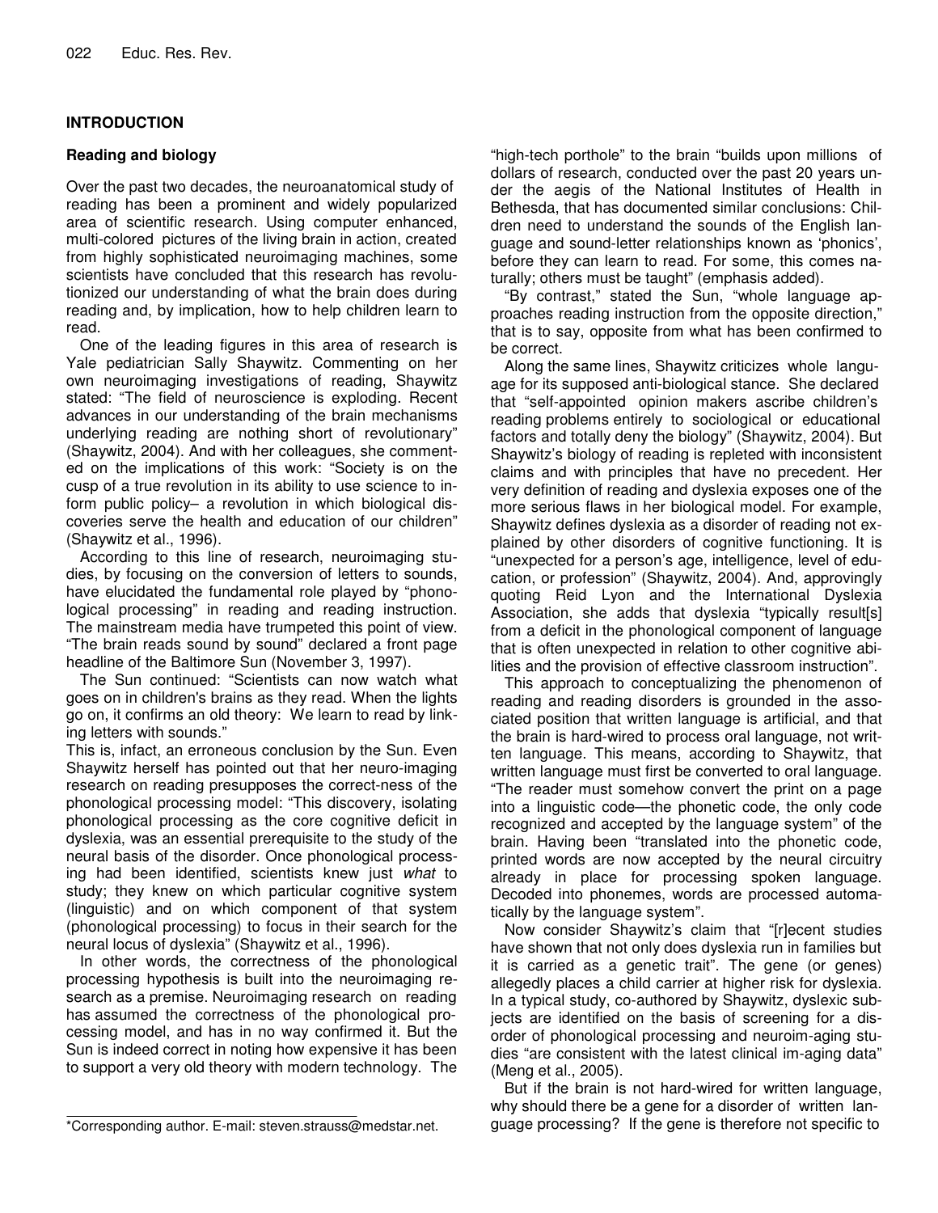## INTRODUCTION

### Reading and biology

Over the past two decades, the neuroanatomical study of reading has been a prominent and widely popularized area of scientific research. Using computer enhanced, multi-colored pictures of the living brain in action, created from highly sophisticated neuroimaging machines, some scientists have concluded that this research has revolutionized our understanding of what the brain does during reading and, by implication, how to help children learn to read.

One of the leading figures in this area of research is Yale pediatrician Sally Shaywitz. Commenting on her own neuroimaging investigations of reading, Shaywitz stated: "The field of neuroscience is exploding. Recent advances in our understanding of the brain mechanisms underlying reading are nothing short of revolutionary" (Shaywitz, 2004). And with her colleagues, she commented on the implications of this work: "Society is on the cusp of a true revolution in its ability to use science to inform public policy– a revolution in which biological discoveries serve the health and education of our children" (Shaywitz et al., 1996).

According to this line of research, neuroimaging studies, by focusing on the conversion of letters to sounds, have elucidated the fundamental role played by "phonological processing" in reading and reading instruction. The mainstream media have trumpeted this point of view. "The brain reads sound by sound" declared a front page headline of the Baltimore Sun (November 3, 1997).

The Sun continued: "Scientists can now watch what goes on in children's brains as they read. When the lights go on, it confirms an old theory: We learn to read by linking letters with sounds."

This is, infact, an erroneous conclusion by the Sun. Even Shaywitz herself has pointed out that her neuro-imaging research on reading presupposes the correct-ness of the phonological processing model: "This discovery, isolating phonological processing as the core cognitive deficit in dyslexia, was an essential prerequisite to the study of the neural basis of the disorder. Once phonological processing had been identified, scientists knew just *what* to study; they knew on which particular cognitive system (linguistic) and on which component of that system (phonological processing) to focus in their search for the neural locus of dyslexia" (Shaywitz et al., 1996).

In other words, the correctness of the phonological processing hypothesis is built into the neuroimaging research as a premise. Neuroimaging research on reading has assumed the correctness of the phonological processing model, and has in no way confirmed it. But the Sun is indeed correct in noting how expensive it has been to support a very old theory with modern technology. The "high-tech porthole" to the brain "builds upon millions of dollars of research, conducted over the past 20 years under the aegis of the National Institutes of Health in Bethesda, that has documented similar conclusions: Children need to understand the sounds of the English language and sound-letter relationships known as 'phonics', before they can learn to read. For some, this comes naturally; others must be taught" (emphasis added).

"By contrast," stated the Sun, "whole language approaches reading instruction from the opposite direction," that is to say, opposite from what has been confirmed to be correct.

Along the same lines, Shaywitz criticizes whole language for its supposed anti-biological stance. She declared that "self-appointed opinion makers ascribe children's reading problems entirely to sociological or educational factors and totally deny the biology" (Shaywitz, 2004). But Shaywitz's biology of reading is repleted with inconsistent claims and with principles that have no precedent. Her very definition of reading and dyslexia exposes one of the more serious flaws in her biological model. For example, Shaywitz defines dyslexia as a disorder of reading not explained by other disorders of cognitive functioning. It is "unexpected for a person's age, intelligence, level of education, or profession" (Shaywitz, 2004). And, approvingly quoting Reid Lyon and the International Dyslexia Association, she adds that dyslexia "typically result[s] from a deficit in the phonological component of language that is often unexpected in relation to other cognitive abilities and the provision of effective classroom instruction".

This approach to conceptualizing the phenomenon of reading and reading disorders is grounded in the associated position that written language is artificial, and that the brain is hard-wired to process oral language, not written language. This means, according to Shaywitz, that written language must first be converted to oral language. "The reader must somehow convert the print on a page into a linguistic code—the phonetic code, the only code recognized and accepted by the language system" of the brain. Having been "translated into the phonetic code, printed words are now accepted by the neural circuitry already in place for processing spoken language. Decoded into phonemes, words are processed automatically by the language system".

Now consider Shaywitz's claim that "[r]ecent studies have shown that not only does dyslexia run in families but it is carried as a genetic trait". The gene (or genes) allegedly places a child carrier at higher risk for dyslexia. In a typical study, co-authored by Shaywitz, dyslexic subjects are identified on the basis of screening for a disorder of phonological processing and neuroim-aging studies "are consistent with the latest clinical im-aging data" (Meng et al., 2005).

But if the brain is not hard-wired for written language, why should there be a gene for a disorder of written language processing? If the gene is therefore not specific to

*Corresponding author. E-mail: steven.strauss@medstar.net.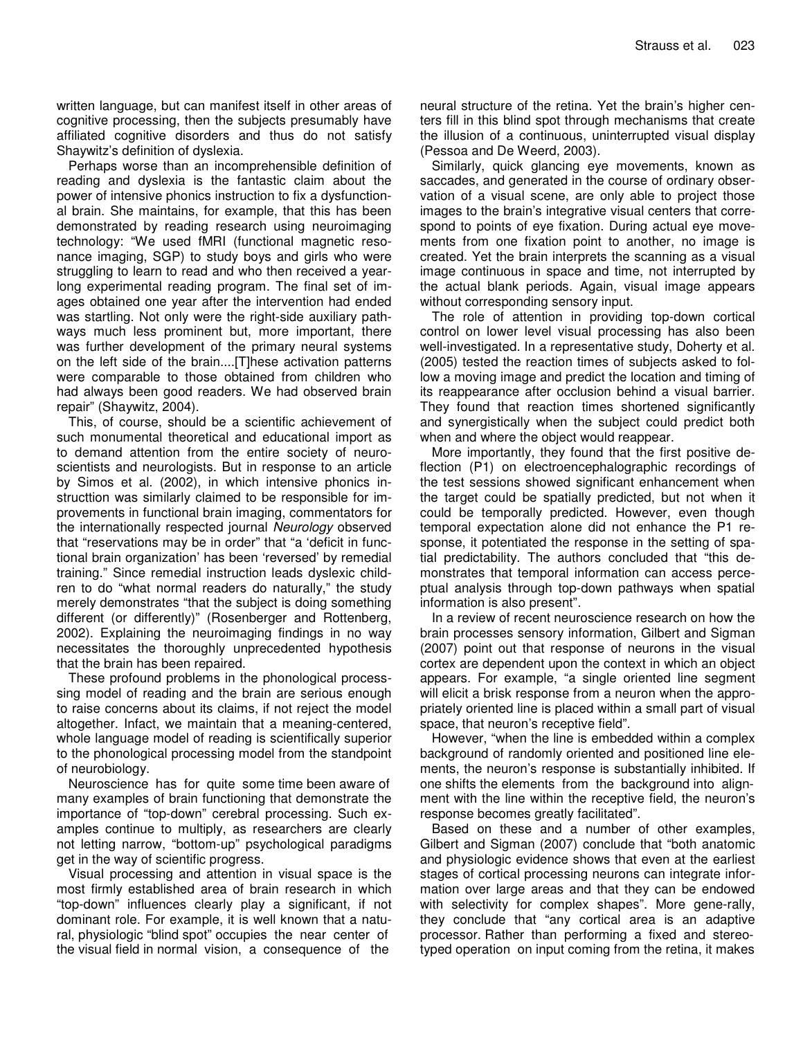written language, but can manifest itself in other areas of cognitive processing, then the subjects presumably have affiliated cognitive disorders and thus do not satisfy Shaywitz's definition of dyslexia.

Perhaps worse than an incomprehensible definition of reading and dyslexia is the fantastic claim about the power of intensive phonics instruction to fix a dysfunctional brain. She maintains, for example, that this has been demonstrated by reading research using neuroimaging technology: "We used fMRI (functional magnetic resonance imaging, SGP) to study boys and girls who were struggling to learn to read and who then received a year-long experimental reading program. The final set of images obtained one year after the intervention had ended was startling. Not only were the right-side auxiliary pathways much less prominent but, more important, there was further development of the primary neural systems on the left side of the brain....[T]hese activation patterns were comparable to those obtained from children who had always been good readers. We had observed brain repair" (Shaywitz, 2004).

This, of course, should be a scientific achievement of such monumental theoretical and educational import as to demand attention from the entire society of neuroscientists and neurologists. But in response to an article by Simos et al. (2002), in which intensive phonics instructtion was similarly claimed to be responsible for improvements in functional brain imaging, commentators for the internationally respected journal *Neurology* observed that "reservations may be in order" that "a 'deficit in functional brain organization' has been 'reversed' by remedial training." Since remedial instruction leads dyslexic children to do "what normal readers do naturally," the study merely demonstrates "that the subject is doing something different (or differently)" (Rosenberger and Rottenberg, 2002). Explaining the neuroimaging findings in no way necessitates the thoroughly unprecedented hypothesis that the brain has been repaired.

These profound problems in the phonological processsing model of reading and the brain are serious enough to raise concerns about its claims, if not reject the model altogether. Infact, we maintain that a meaning-centered, whole language model of reading is scientifically superior to the phonological processing model from the standpoint of neurobiology.

Neuroscience has for quite some time been aware of many examples of brain functioning that demonstrate the importance of "top-down" cerebral processing. Such examples continue to multiply, as researchers are clearly not letting narrow, "bottom-up" psychological paradigms get in the way of scientific progress.

Visual processing and attention in visual space is the most firmly established area of brain research in which "top-down" influences clearly play a significant, if not dominant role. For example, it is well known that a natural, physiologic "blind spot" occupies the near center of the visual field in normal vision, a consequence of the neural structure of the retina. Yet the brain's higher centers fill in this blind spot through mechanisms that create the illusion of a continuous, uninterrupted visual display (Pessoa and De Weerd, 2003).

Similarly, quick glancing eye movements, known as saccades, and generated in the course of ordinary observation of a visual scene, are only able to project those images to the brain's integrative visual centers that correspond to points of eye fixation. During actual eye movements from one fixation point to another, no image is created. Yet the brain interprets the scanning as a visual image continuous in space and time, not interrupted by the actual blank periods. Again, visual image appears without corresponding sensory input.

The role of attention in providing top-down cortical control on lower level visual processing has also been well-investigated. In a representative study, Doherty et al. (2005) tested the reaction times of subjects asked to follow a moving image and predict the location and timing of its reappearance after occlusion behind a visual barrier. They found that reaction times shortened significantly and synergistically when the subject could predict both when and where the object would reappear.

More importantly, they found that the first positive deflection (P1) on electroencephalographic recordings of the test sessions showed significant enhancement when the target could be spatially predicted, but not when it could be temporally predicted. However, even though temporal expectation alone did not enhance the P1 response, it potentiated the response in the setting of spatial predictability. The authors concluded that "this demonstrates that temporal information can access perceptual analysis through top-down pathways when spatial information is also present".

In a review of recent neuroscience research on how the brain processes sensory information, Gilbert and Sigman (2007) point out that response of neurons in the visual cortex are dependent upon the context in which an object appears. For example, "a single oriented line segment will elicit a brisk response from a neuron when the appropriately oriented line is placed within a small part of visual space, that neuron's receptive field".

However, "when the line is embedded within a complex background of randomly oriented and positioned line elements, the neuron's response is substantially inhibited. If one shifts the elements from the background into alignment with the line within the receptive field, the neuron's response becomes greatly facilitated".

Based on these and a number of other examples, Gilbert and Sigman (2007) conclude that "both anatomic and physiologic evidence shows that even at the earliest stages of cortical processing neurons can integrate information over large areas and that they can be endowed with selectivity for complex shapes". More generally, they conclude that "any cortical area is an adaptive processor. Rather than performing a fixed and stereotyped operation on input coming from the retina, it makes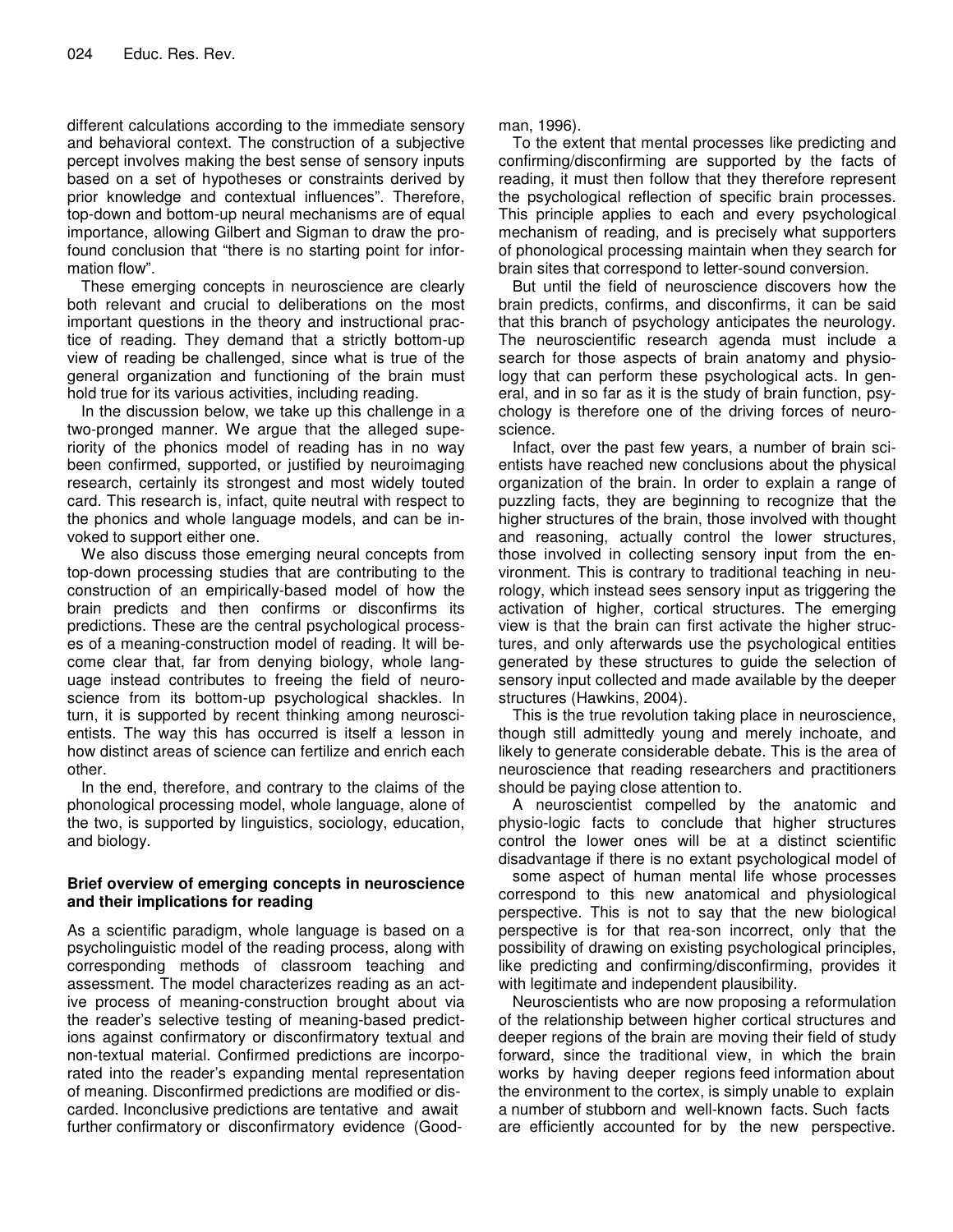different calculations according to the immediate sensory and behavioral context. The construction of a subjective percept involves making the best sense of sensory inputs based on a set of hypotheses or constraints derived by prior knowledge and contextual influences". Therefore, top-down and bottom-up neural mechanisms are of equal importance, allowing Gilbert and Sigman to draw the profound conclusion that "there is no starting point for information flow".

These emerging concepts in neuroscience are clearly both relevant and crucial to deliberations on the most important questions in the theory and instructional practice of reading. They demand that a strictly bottom-up view of reading be challenged, since what is true of the general organization and functioning of the brain must hold true for its various activities, including reading.

In the discussion below, we take up this challenge in a two-pronged manner. We argue that the alleged superiority of the phonics model of reading has in no way been confirmed, supported, or justified by neuroimaging research, certainly its strongest and most widely touted card. This research is, infact, quite neutral with respect to the phonics and whole language models, and can be invoked to support either one.

We also discuss those emerging neural concepts from top-down processing studies that are contributing to the construction of an empirically-based model of how the brain predicts and then confirms or disconfirms its predictions. These are the central psychological processes of a meaning-construction model of reading. It will become clear that, far from denying biology, whole language instead contributes to freeing the field of neuroscience from its bottom-up psychological shackles. In turn, it is supported by recent thinking among neuroscientists. The way this has occurred is itself a lesson in how distinct areas of science can fertilize and enrich each other.

In the end, therefore, and contrary to the claims of the phonological processing model, whole language, alone of the two, is supported by linguistics, sociology, education, and biology.

## Brief overview of emerging concepts in neuroscience and their implications for reading

As a scientific paradigm, whole language is based on a psycholinguistic model of the reading process, along with corresponding methods of classroom teaching and assessment. The model characterizes reading as an active process of meaning-construction brought about via the reader's selective testing of meaning-based predictions against confirmatory or disconfirmatory textual and non-textual material. Confirmed predictions are incorporated into the reader's expanding mental representation of meaning. Disconfirmed predictions are modified or discarded. Inconclusive predictions are tentative and await further confirmatory or disconfirmatory evidence (Goodman, 1996).

To the extent that mental processes like predicting and confirming/disconfirming are supported by the facts of reading, it must then follow that they therefore represent the psychological reflection of specific brain processes. This principle applies to each and every psychological mechanism of reading, and is precisely what supporters of phonological processing maintain when they search for brain sites that correspond to letter-sound conversion.

But until the field of neuroscience discovers how the brain predicts, confirms, and disconfirms, it can be said that this branch of psychology anticipates the neurology. The neuroscientific research agenda must include a search for those aspects of brain anatomy and physiology that can perform these psychological acts. In general, and in so far as it is the study of brain function, psychology is therefore one of the driving forces of neuroscience.

Infact, over the past few years, a number of brain scientists have reached new conclusions about the physical organization of the brain. In order to explain a range of puzzling facts, they are beginning to recognize that the higher structures of the brain, those involved with thought and reasoning, actually control the lower structures, those involved in collecting sensory input from the environment. This is contrary to traditional teaching in neurology, which instead sees sensory input as triggering the activation of higher, cortical structures. The emerging view is that the brain can first activate the higher structures, and only afterwards use the psychological entities generated by these structures to guide the selection of sensory input collected and made available by the deeper structures (Hawkins, 2004).

This is the true revolution taking place in neuroscience, though still admittedly young and merely inchoate, and likely to generate considerable debate. This is the area of neuroscience that reading researchers and practitioners should be paying close attention to.

A neuroscientist compelled by the anatomic and physio-logic facts to conclude that higher structures control the lower ones will be at a distinct scientific disadvantage if there is no extant psychological model of some aspect of human mental life whose processes correspond to this new anatomical and physiological perspective. This is not to say that the new biological perspective is for that rea-son incorrect, only that the possibility of drawing on existing psychological principles, like predicting and confirming/disconfirming, provides it with legitimate and independent plausibility.

Neuroscientists who are now proposing a reformulation of the relationship between higher cortical structures and deeper regions of the brain are moving their field of study forward, since the traditional view, in which the brain works by having deeper regions feed information about the environment to the cortex, is simply unable to explain a number of stubborn and well-known facts. Such facts are efficiently accounted for by the new perspective.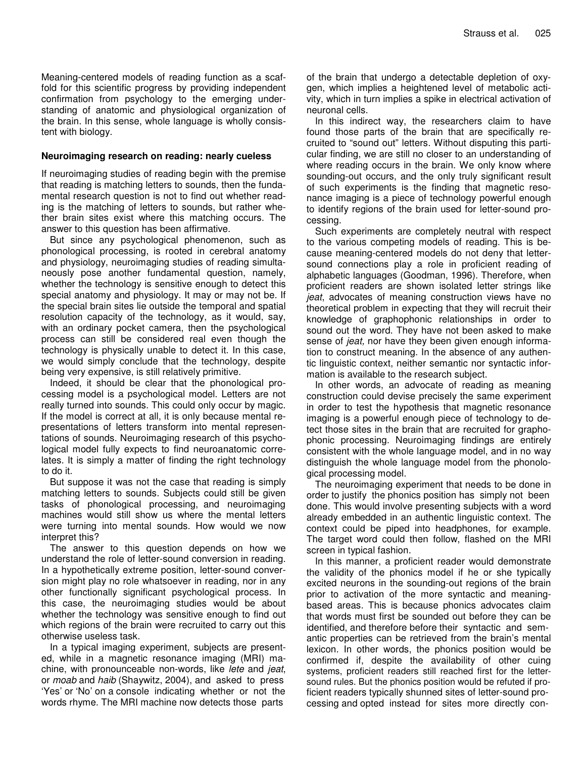Meaning-centered models of reading function as a scaffold for this scientific progress by providing independent confirmation from psychology to the emerging understanding of anatomic and physiological organization of the brain. In this sense, whole language is wholly consistent with biology.

## Neuroimaging research on reading: nearly cueless

If neuroimaging studies of reading begin with the premise that reading is matching letters to sounds, then the fundamental research question is not to find out whether reading is the matching of letters to sounds, but rather whether brain sites exist where this matching occurs. The answer to this question has been affirmative.

But since any psychological phenomenon, such as phonological processing, is rooted in cerebral anatomy and physiology, neuroimaging studies of reading simultaneously pose another fundamental question, namely, whether the technology is sensitive enough to detect this special anatomy and physiology. It may or may not be. If the special brain sites lie outside the temporal and spatial resolution capacity of the technology, as it would, say, with an ordinary pocket camera, then the psychological process can still be considered real even though the technology is physically unable to detect it. In this case, we would simply conclude that the technology, despite being very expensive, is still relatively primitive.

Indeed, it should be clear that the phonological processing model is a psychological model. Letters are not really turned into sounds. This could only occur by magic. If the model is correct at all, it is only because mental representations of letters transform into mental representations of sounds. Neuroimaging research of this psychological model fully expects to find neuroanatomic correlates. It is simply a matter of finding the right technology to do it.

But suppose it was not the case that reading is simply matching letters to sounds. Subjects could still be given tasks of phonological processing, and neuroimaging machines would still show us where the mental letters were turning into mental sounds. How would we now interpret this?

The answer to this question depends on how we understand the role of letter-sound conversion in reading. In a hypothetically extreme position, letter-sound conversion might play no role whatsoever in reading, nor in any other functionally significant psychological process. In this case, the neuroimaging studies would be about whether the technology was sensitive enough to find out which regions of the brain were recruited to carry out this otherwise useless task.

In a typical imaging experiment, subjects are presented, while in a magnetic resonance imaging (MRI) machine, with pronounceable non-words, like *lete* and *jeat*, or *moab* and *haib* (Shaywitz, 2004), and asked to press 'Yes' or 'No' on a console indicating whether or not the words rhyme. The MRI machine now detects those parts of the brain that undergo a detectable depletion of oxygen, which implies a heightened level of metabolic activity, which in turn implies a spike in electrical activation of neuronal cells.

In this indirect way, the researchers claim to have found those parts of the brain that are specifically recruited to "sound out" letters. Without disputing this particular finding, we are still no closer to an understanding of where reading occurs in the brain. We only know where sounding-out occurs, and the only truly significant result of such experiments is the finding that magnetic resonance imaging is a piece of technology powerful enough to identify regions of the brain used for letter-sound processing.

Such experiments are completely neutral with respect to the various competing models of reading. This is because meaning-centered models do not deny that letter-sound connections play a role in proficient reading of alphabetic languages (Goodman, 1996). Therefore, when proficient readers are shown isolated letter strings like *jeat*, advocates of meaning construction views have no theoretical problem in expecting that they will recruit their knowledge of graphophonic relationships in order to sound out the word. They have not been asked to make sense of *jeat,* nor have they been given enough information to construct meaning. In the absence of any authentic linguistic context, neither semantic nor syntactic information is available to the research subject.

In other words, an advocate of reading as meaning construction could devise precisely the same experiment in order to test the hypothesis that magnetic resonance imaging is a powerful enough piece of technology to detect those sites in the brain that are recruited for graphophonic processing. Neuroimaging findings are entirely consistent with the whole language model, and in no way distinguish the whole language model from the phonological processing model.

The neuroimaging experiment that needs to be done in order to justify the phonics position has simply not been done. This would involve presenting subjects with a word already embedded in an authentic linguistic context. The context could be piped into headphones, for example. The target word could then follow, flashed on the MRI screen in typical fashion.

In this manner, a proficient reader would demonstrate the validity of the phonics model if he or she typically excited neurons in the sounding-out regions of the brain prior to activation of the more syntactic and meaning-based areas. This is because phonics advocates claim that words must first be sounded out before they can be identified, and therefore before their syntactic and semantic properties can be retrieved from the brain's mental lexicon. In other words, the phonics position would be confirmed if, despite the availability of other cuing systems, proficient readers still reached first for the letter-sound rules. But the phonics position would be refuted if proficient readers typically shunned sites of letter-sound processing and opted instead for sites more directly con-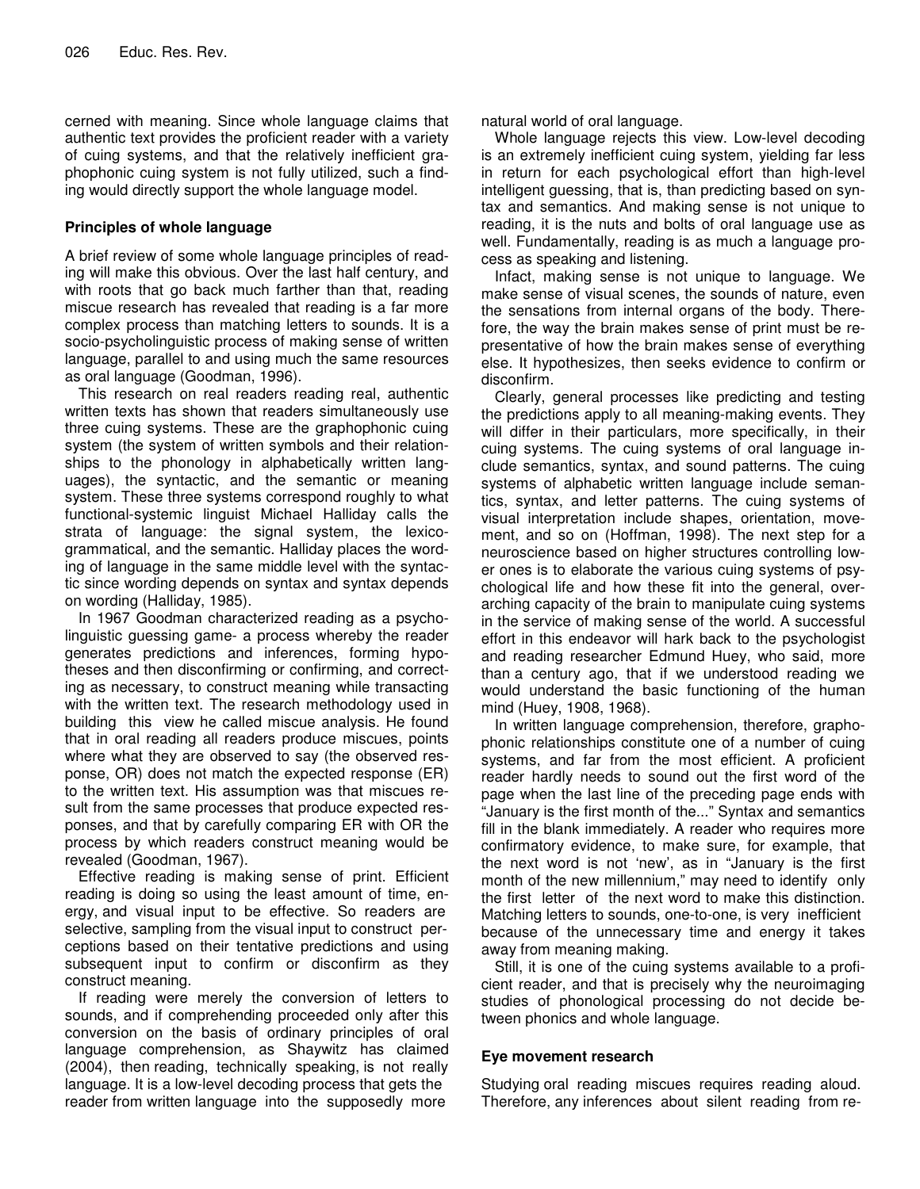cerned with meaning. Since whole language claims that authentic text provides the proficient reader with a variety of cuing systems, and that the relatively inefficient graphophonic cuing system is not fully utilized, such a finding would directly support the whole language model.

### Principles of whole language

A brief review of some whole language principles of reading will make this obvious. Over the last half century, and with roots that go back much farther than that, reading miscue research has revealed that reading is a far more complex process than matching letters to sounds. It is a socio-psycholinguistic process of making sense of written language, parallel to and using much the same resources as oral language (Goodman, 1996).

This research on real readers reading real, authentic written texts has shown that readers simultaneously use three cuing systems. These are the graphophonic cuing system (the system of written symbols and their relationships to the phonology in alphabetically written languages), the syntactic, and the semantic or meaning system. These three systems correspond roughly to what functional-systemic linguist Michael Halliday calls the strata of language: the signal system, the lexicogrammatical, and the semantic. Halliday places the wording of language in the same middle level with the syntactic since wording depends on syntax and syntax depends on wording (Halliday, 1985).

In 1967 Goodman characterized reading as a psycholinguistic guessing game- a process whereby the reader generates predictions and inferences, forming hypotheses and then disconfirming or confirming, and correcting as necessary, to construct meaning while transacting with the written text. The research methodology used in building this view he called miscue analysis. He found that in oral reading all readers produce miscues, points where what they are observed to say (the observed response, OR) does not match the expected response (ER) to the written text. His assumption was that miscues result from the same processes that produce expected responses, and that by carefully comparing ER with OR the process by which readers construct meaning would be revealed (Goodman, 1967).

Effective reading is making sense of print. Efficient reading is doing so using the least amount of time, energy, and visual input to be effective. So readers are selective, sampling from the visual input to construct perceptions based on their tentative predictions and using subsequent input to confirm or disconfirm as they construct meaning.

If reading were merely the conversion of letters to sounds, and if comprehending proceeded only after this conversion on the basis of ordinary principles of oral language comprehension, as Shaywitz has claimed (2004), then reading, technically speaking, is not really language. It is a low-level decoding process that gets the reader from written language into the supposedly more natural world of oral language.

Whole language rejects this view. Low-level decoding is an extremely inefficient cuing system, yielding far less in return for each psychological effort than high-level intelligent guessing, that is, than predicting based on syntax and semantics. And making sense is not unique to reading, it is the nuts and bolts of oral language use as well. Fundamentally, reading is as much a language process as speaking and listening.

Infact, making sense is not unique to language. We make sense of visual scenes, the sounds of nature, even the sensations from internal organs of the body. Therefore, the way the brain makes sense of print must be representative of how the brain makes sense of everything else. It hypothesizes, then seeks evidence to confirm or disconfirm.

Clearly, general processes like predicting and testing the predictions apply to all meaning-making events. They will differ in their particulars, more specifically, in their cuing systems. The cuing systems of oral language include semantics, syntax, and sound patterns. The cuing systems of alphabetic written language include semantics, syntax, and letter patterns. The cuing systems of visual interpretation include shapes, orientation, movement, and so on (Hoffman, 1998). The next step for a neuroscience based on higher structures controlling lower ones is to elaborate the various cuing systems of psychological life and how these fit into the general, overarching capacity of the brain to manipulate cuing systems in the service of making sense of the world. A successful effort in this endeavor will hark back to the psychologist and reading researcher Edmund Huey, who said, more than a century ago, that if we understood reading we would understand the basic functioning of the human mind (Huey, 1908, 1968).

In written language comprehension, therefore, graphophonic relationships constitute one of a number of cuing systems, and far from the most efficient. A proficient reader hardly needs to sound out the first word of the page when the last line of the preceding page ends with "January is the first month of the..." Syntax and semantics fill in the blank immediately. A reader who requires more confirmatory evidence, to make sure, for example, that the next word is not 'new', as in "January is the first month of the new millennium," may need to identify only the first letter of the next word to make this distinction. Matching letters to sounds, one-to-one, is very inefficient because of the unnecessary time and energy it takes away from meaning making.

Still, it is one of the cuing systems available to a proficient reader, and that is precisely why the neuroimaging studies of phonological processing do not decide between phonics and whole language.

### Eye movement research

Studying oral reading miscues requires reading aloud. Therefore, any inferences about silent reading from re-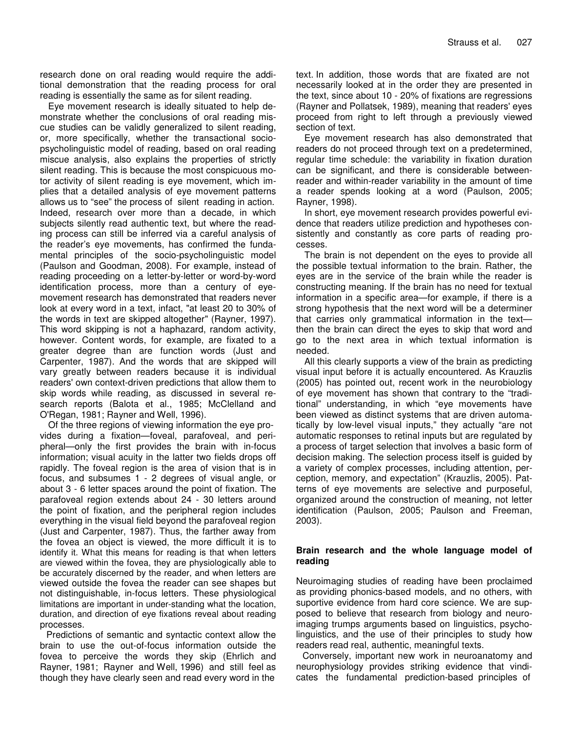research done on oral reading would require the additional demonstration that the reading process for oral reading is essentially the same as for silent reading.

Eye movement research is ideally situated to help demonstrate whether the conclusions of oral reading miscue studies can be validly generalized to silent reading, or, more specifically, whether the transactional socio-psycholinguistic model of reading, based on oral reading miscue analysis, also explains the properties of strictly silent reading. This is because the most conspicuous motor activity of silent reading is eye movement, which implies that a detailed analysis of eye movement patterns allows us to "see" the process of silent reading in action. Indeed, research over more than a decade, in which subjects silently read authentic text, but where the reading process can still be inferred via a careful analysis of the reader's eye movements, has confirmed the fundamental principles of the socio-psycholinguistic model (Paulson and Goodman, 2008). For example, instead of reading proceeding on a letter-by-letter or word-by-word identification process, more than a century of eye-movement research has demonstrated that readers never look at every word in a text, infact, "at least 20 to 30% of the words in text are skipped altogether" (Rayner, 1997). This word skipping is not a haphazard, random activity, however. Content words, for example, are fixated to a greater degree than are function words (Just and Carpenter, 1987). And the words that are skipped will vary greatly between readers because it is individual readers' own context-driven predictions that allow them to skip words while reading, as discussed in several research reports (Balota et al., 1985; McClelland and O'Regan, 1981; Rayner and Well, 1996).

Of the three regions of viewing information the eye provides during a fixation—foveal, parafoveal, and peripheral—only the first provides the brain with in-focus information; visual acuity in the latter two fields drops off rapidly. The foveal region is the area of vision that is in focus, and subsumes 1 - 2 degrees of visual angle, or about 3 - 6 letter spaces around the point of fixation. The parafoveal region extends about 24 - 30 letters around the point of fixation, and the peripheral region includes everything in the visual field beyond the parafoveal region (Just and Carpenter, 1987). Thus, the farther away from the fovea an object is viewed, the more difficult it is to identify it. What this means for reading is that when letters are viewed within the fovea, they are physiologically able to be accurately discerned by the reader, and when letters are viewed outside the fovea the reader can see shapes but not distinguishable, in-focus letters. These physiological limitations are important in under-standing what the location, duration, and direction of eye fixations reveal about reading processes.

Predictions of semantic and syntactic context allow the brain to use the out-of-focus information outside the fovea to perceive the words they skip (Ehrlich and Rayner, 1981; Rayner and Well, 1996) and still feel as though they have clearly seen and read every word in the text. In addition, those words that are fixated are not necessarily looked at in the order they are presented in the text, since about 10 - 20% of fixations are regressions (Rayner and Pollatsek, 1989), meaning that readers' eyes proceed from right to left through a previously viewed section of text.

Eye movement research has also demonstrated that readers do not proceed through text on a predetermined, regular time schedule: the variability in fixation duration can be significant, and there is considerable between-reader and within-reader variability in the amount of time a reader spends looking at a word (Paulson, 2005; Rayner, 1998).

In short, eye movement research provides powerful evidence that readers utilize prediction and hypotheses consistently and constantly as core parts of reading processes.

The brain is not dependent on the eyes to provide all the possible textual information to the brain. Rather, the eyes are in the service of the brain while the reader is constructing meaning. If the brain has no need for textual information in a specific area—for example, if there is a strong hypothesis that the next word will be a determiner that carries only grammatical information in the text—then the brain can direct the eyes to skip that word and go to the next area in which textual information is needed.

All this clearly supports a view of the brain as predicting visual input before it is actually encountered. As Krauzlis (2005) has pointed out, recent work in the neurobiology of eye movement has shown that contrary to the "traditional" understanding, in which "eye movements have been viewed as distinct systems that are driven automatically by low-level visual inputs," they actually "are not automatic responses to retinal inputs but are regulated by a process of target selection that involves a basic form of decision making. The selection process itself is guided by a variety of complex processes, including attention, perception, memory, and expectation" (Krauzlis, 2005). Patterns of eye movements are selective and purposeful, organized around the construction of meaning, not letter identification (Paulson, 2005; Paulson and Freeman, 2003).

## Brain research and the whole language model of reading

Neuroimaging studies of reading have been proclaimed as providing phonics-based models, and no others, with suportive evidence from hard core science. We are supposed to believe that research from biology and neuroimaging trumps arguments based on linguistics, psycholinguistics, and the use of their principles to study how readers read real, authentic, meaningful texts.

Conversely, important new work in neuroanatomy and neurophysiology provides striking evidence that vindicates the fundamental prediction-based principles of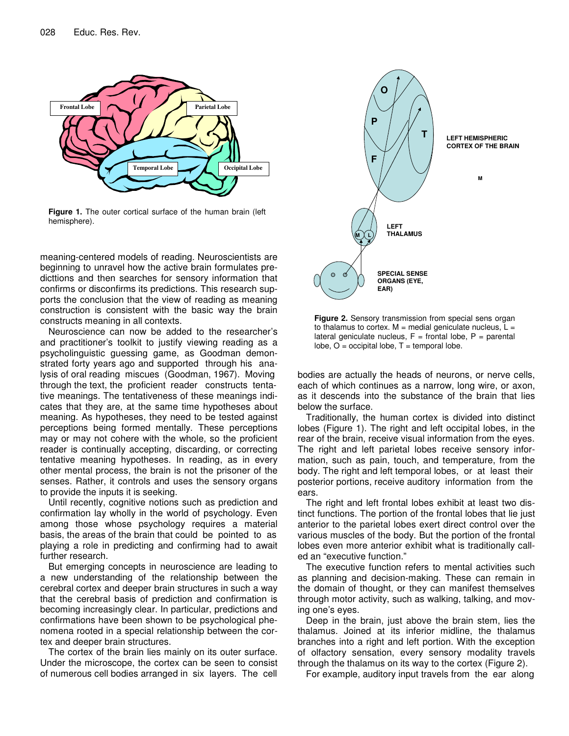Figure 1. The outer cortical surface of the human brain (left hemisphere).

Figure 2. Sensory transmission from special sens organ to thalamus to cortex. M = medial geniculate nucleus, L = lateral geniculate nucleus, F = frontal lobe, P = parental lobe, O = occipital lobe, T = temporal lobe.

meaning-centered models of reading. Neuroscientists are beginning to unravel how the active brain formulates predicttions and then searches for sensory information that confirms or disconfirms its predictions. This research supports the conclusion that the view of reading as meaning construction is consistent with the basic way the brain constructs meaning in all contexts.

Neuroscience can now be added to the researcher's and practitioner's toolkit to justify viewing reading as a psycholinguistic guessing game, as Goodman demonstrated forty years ago and supported through his analysis of oral reading miscues (Goodman, 1967). Moving through the text, the proficient reader constructs tentative meanings. The tentativeness of these meanings indicates that they are, at the same time hypotheses about meaning. As hypotheses, they need to be tested against perceptions being formed mentally. These perceptions may or may not cohere with the whole, so the proficient reader is continually accepting, discarding, or correcting tentative meaning hypotheses. In reading, as in every other mental process, the brain is not the prisoner of the senses. Rather, it controls and uses the sensory organs to provide the inputs it is seeking.

Until recently, cognitive notions such as prediction and confirmation lay wholly in the world of psychology. Even among those whose psychology requires a material basis, the areas of the brain that could be pointed to as playing a role in predicting and confirming had to await further research.

But emerging concepts in neuroscience are leading to a new understanding of the relationship between the cerebral cortex and deeper brain structures in such a way that the cerebral basis of prediction and confirmation is becoming increasingly clear. In particular, predictions and confirmations have been shown to be psychological phenomena rooted in a special relationship between the cortex and deeper brain structures.

The cortex of the brain lies mainly on its outer surface. Under the microscope, the cortex can be seen to consist of numerous cell bodies arranged in six layers. The cell bodies are actually the heads of neurons, or nerve cells, each of which continues as a narrow, long wire, or axon, as it descends into the substance of the brain that lies below the surface.

Traditionally, the human cortex is divided into distinct lobes (Figure 1). The right and left occipital lobes, in the rear of the brain, receive visual information from the eyes. The right and left parietal lobes receive sensory information, such as pain, touch, and temperature, from the body. The right and left temporal lobes, or at least their posterior portions, receive auditory information from the ears.

The right and left frontal lobes exhibit at least two distinct functions. The portion of the frontal lobes that lie just anterior to the parietal lobes exert direct control over the various muscles of the body. But the portion of the frontal lobes even more anterior exhibit what is traditionally called an "executive function."

The executive function refers to mental activities such as planning and decision-making. These can remain in the domain of thought, or they can manifest themselves through motor activity, such as walking, talking, and moving one's eyes.

Deep in the brain, just above the brain stem, lies the thalamus. Joined at its inferior midline, the thalamus branches into a right and left portion. With the exception of olfactory sensation, every sensory modality travels through the thalamus on its way to the cortex (Figure 2).

For example, auditory input travels from the ear along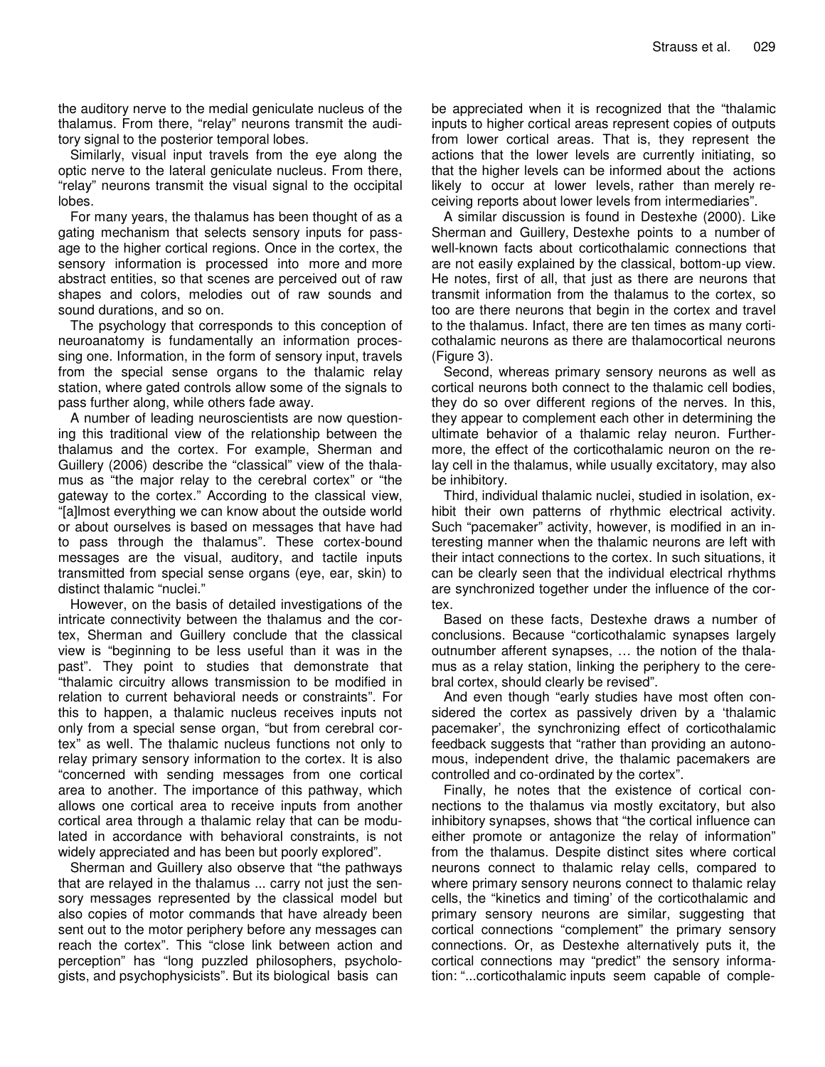the auditory nerve to the medial geniculate nucleus of the thalamus. From there, "relay" neurons transmit the auditory signal to the posterior temporal lobes.

Similarly, visual input travels from the eye along the optic nerve to the lateral geniculate nucleus. From there, "relay" neurons transmit the visual signal to the occipital lobes.

For many years, the thalamus has been thought of as a gating mechanism that selects sensory inputs for passage to the higher cortical regions. Once in the cortex, the sensory information is processed into more and more abstract entities, so that scenes are perceived out of raw shapes and colors, melodies out of raw sounds and sound durations, and so on.

The psychology that corresponds to this conception of neuroanatomy is fundamentally an information processing one. Information, in the form of sensory input, travels from the special sense organs to the thalamic relay station, where gated controls allow some of the signals to pass further along, while others fade away.

A number of leading neuroscientists are now questioning this traditional view of the relationship between the thalamus and the cortex. For example, Sherman and Guillery (2006) describe the "classical" view of the thalamus as "the major relay to the cerebral cortex" or "the gateway to the cortex." According to the classical view, "[a]lmost everything we can know about the outside world or about ourselves is based on messages that have had to pass through the thalamus". These cortex-bound messages are the visual, auditory, and tactile inputs transmitted from special sense organs (eye, ear, skin) to distinct thalamic "nuclei."

However, on the basis of detailed investigations of the intricate connectivity between the thalamus and the cortex, Sherman and Guillery conclude that the classical view is "beginning to be less useful than it was in the past". They point to studies that demonstrate that "thalamic circuitry allows transmission to be modified in relation to current behavioral needs or constraints". For this to happen, a thalamic nucleus receives inputs not only from a special sense organ, "but from cerebral cortex" as well. The thalamic nucleus functions not only to relay primary sensory information to the cortex. It is also "concerned with sending messages from one cortical area to another. The importance of this pathway, which allows one cortical area to receive inputs from another cortical area through a thalamic relay that can be modulated in accordance with behavioral constraints, is not widely appreciated and has been but poorly explored".

Sherman and Guillery also observe that "the pathways that are relayed in the thalamus ... carry not just the sensory messages represented by the classical model but also copies of motor commands that have already been sent out to the motor periphery before any messages can reach the cortex". This "close link between action and perception" has "long puzzled philosophers, psychologists, and psychophysicists". But its biological basis can be appreciated when it is recognized that the "thalamic inputs to higher cortical areas represent copies of outputs from lower cortical areas. That is, they represent the actions that the lower levels are currently initiating, so that the higher levels can be informed about the actions likely to occur at lower levels, rather than merely receiving reports about lower levels from intermediaries".

A similar discussion is found in Destexhe (2000). Like Sherman and Guillery, Destexhe points to a number of well-known facts about corticothalamic connections that are not easily explained by the classical, bottom-up view. He notes, first of all, that just as there are neurons that transmit information from the thalamus to the cortex, so too are there neurons that begin in the cortex and travel to the thalamus. Infact, there are ten times as many corticothalamic neurons as there are thalamocortical neurons (Figure 3).

Second, whereas primary sensory neurons as well as cortical neurons both connect to the thalamic cell bodies, they do so over different regions of the nerves. In this, they appear to complement each other in determining the ultimate behavior of a thalamic relay neuron. Furthermore, the effect of the corticothalamic neuron on the relay cell in the thalamus, while usually excitatory, may also be inhibitory.

Third, individual thalamic nuclei, studied in isolation, exhibit their own patterns of rhythmic electrical activity. Such "pacemaker" activity, however, is modified in an interesting manner when the thalamic neurons are left with their intact connections to the cortex. In such situations, it can be clearly seen that the individual electrical rhythms are synchronized together under the influence of the cortex.

Based on these facts, Destexhe draws a number of conclusions. Because "corticothalamic synapses largely outnumber afferent synapses, … the notion of the thalamus as a relay station, linking the periphery to the cerebral cortex, should clearly be revised".

And even though "early studies have most often considered the cortex as passively driven by a 'thalamic pacemaker', the synchronizing effect of corticothalamic feedback suggests that "rather than providing an autonomous, independent drive, the thalamic pacemakers are controlled and co-ordinated by the cortex".

Finally, he notes that the existence of cortical connections to the thalamus via mostly excitatory, but also inhibitory synapses, shows that "the cortical influence can either promote or antagonize the relay of information" from the thalamus. Despite distinct sites where cortical neurons connect to thalamic relay cells, compared to where primary sensory neurons connect to thalamic relay cells, the "kinetics and timing' of the corticothalamic and primary sensory neurons are similar, suggesting that cortical connections "complement" the primary sensory connections. Or, as Destexhe alternatively puts it, the cortical connections may "predict" the sensory information: "...corticothalamic inputs seem capable of comple-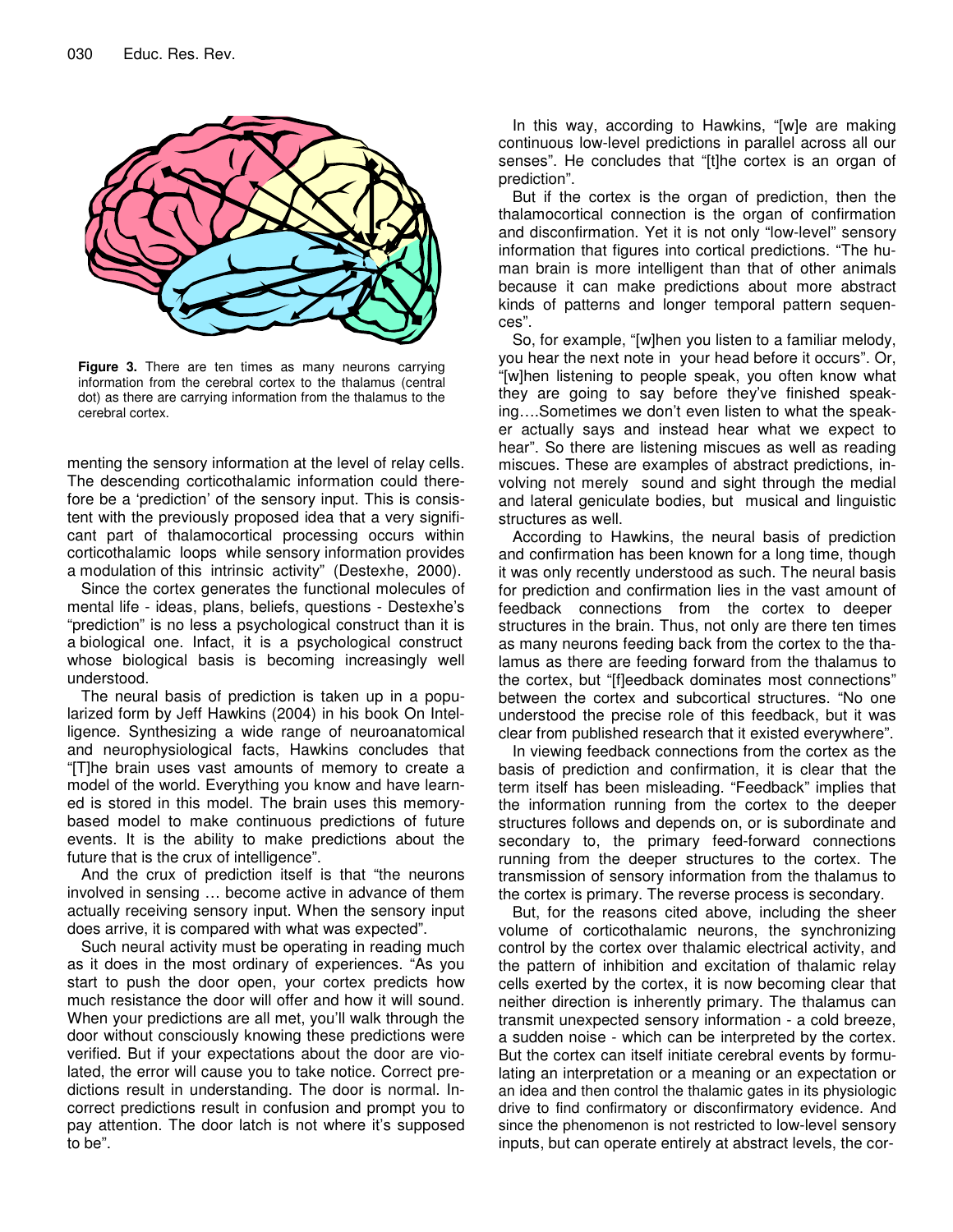**Figure 3.** There are ten times as many neurons carrying information from the cerebral cortex to the thalamus (central dot) as there are carrying information from the thalamus to the cerebral cortex.

menting the sensory information at the level of relay cells. The descending corticothalamic information could therefore be a 'prediction' of the sensory input. This is consistent with the previously proposed idea that a very significant part of thalamocortical processing occurs within corticothalamic loops while sensory information provides a modulation of this intrinsic activity" (Destexhe, 2000).

Since the cortex generates the functional molecules of mental life - ideas, plans, beliefs, questions - Destexhe's "prediction" is no less a psychological construct than it is a biological one. Infact, it is a psychological construct whose biological basis is becoming increasingly well understood.

The neural basis of prediction is taken up in a popularized form by Jeff Hawkins (2004) in his book On Intelligence. Synthesizing a wide range of neuroanatomical and neurophysiological facts, Hawkins concludes that "[T]he brain uses vast amounts of memory to create a model of the world. Everything you know and have learned is stored in this model. The brain uses this memory-based model to make continuous predictions of future events. It is the ability to make predictions about the future that is the crux of intelligence".

And the crux of prediction itself is that "the neurons involved in sensing … become active in advance of them actually receiving sensory input. When the sensory input does arrive, it is compared with what was expected".

Such neural activity must be operating in reading much as it does in the most ordinary of experiences. "As you start to push the door open, your cortex predicts how much resistance the door will offer and how it will sound. When your predictions are all met, you'll walk through the door without consciously knowing these predictions were verified. But if your expectations about the door are violated, the error will cause you to take notice. Correct predictions result in understanding. The door is normal. Incorrect predictions result in confusion and prompt you to pay attention. The door latch is not where it's supposed to be".

In this way, according to Hawkins, "[w]e are making continuous low-level predictions in parallel across all our senses". He concludes that "[t]he cortex is an organ of prediction".

But if the cortex is the organ of prediction, then the thalamocortical connection is the organ of confirmation and disconfirmation. Yet it is not only "low-level" sensory information that figures into cortical predictions. "The human brain is more intelligent than that of other animals because it can make predictions about more abstract kinds of patterns and longer temporal pattern sequences".

So, for example, "[w]hen you listen to a familiar melody, you hear the next note in your head before it occurs". Or, "[w]hen listening to people speak, you often know what they are going to say before they've finished speaking….Sometimes we don't even listen to what the speaker actually says and instead hear what we expect to hear". So there are listening miscues as well as reading miscues. These are examples of abstract predictions, involving not merely sound and sight through the medial and lateral geniculate bodies, but musical and linguistic structures as well.

According to Hawkins, the neural basis of prediction and confirmation has been known for a long time, though it was only recently understood as such. The neural basis for prediction and confirmation lies in the vast amount of feedback connections from the cortex to deeper structures in the brain. Thus, not only are there ten times as many neurons feeding back from the cortex to the thalamus as there are feeding forward from the thalamus to the cortex, but "[f]eedback dominates most connections" between the cortex and subcortical structures. "No one understood the precise role of this feedback, but it was clear from published research that it existed everywhere".

In viewing feedback connections from the cortex as the basis of prediction and confirmation, it is clear that the term itself has been misleading. "Feedback" implies that the information running from the cortex to the deeper structures follows and depends on, or is subordinate and secondary to, the primary feed-forward connections running from the deeper structures to the cortex. The transmission of sensory information from the thalamus to the cortex is primary. The reverse process is secondary.

But, for the reasons cited above, including the sheer volume of corticothalamic neurons, the synchronizing control by the cortex over thalamic electrical activity, and the pattern of inhibition and excitation of thalamic relay cells exerted by the cortex, it is now becoming clear that neither direction is inherently primary. The thalamus can transmit unexpected sensory information - a cold breeze, a sudden noise - which can be interpreted by the cortex. But the cortex can itself initiate cerebral events by formulating an interpretation or a meaning or an expectation or an idea and then control the thalamic gates in its physiologic drive to find confirmatory or disconfirmatory evidence. And since the phenomenon is not restricted to low-level sensory inputs, but can operate entirely at abstract levels, the cor-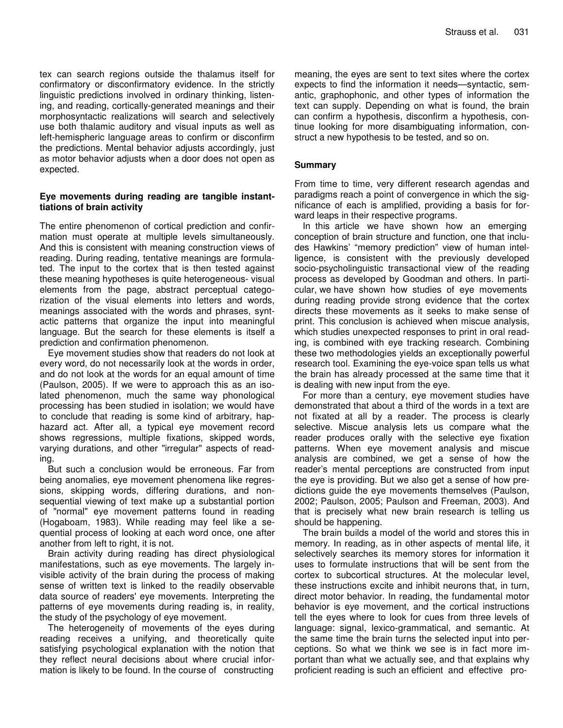tex can search regions outside the thalamus itself for confirmatory or disconfirmatory evidence. In the strictly linguistic predictions involved in ordinary thinking, listening, and reading, cortically-generated meanings and their morphosyntactic realizations will search and selectively use both thalamic auditory and visual inputs as well as left-hemispheric language areas to confirm or disconfirm the predictions. Mental behavior adjusts accordingly, just as motor behavior adjusts when a door does not open as expected.

### Eye movements during reading are tangible instanttiations of brain activity

The entire phenomenon of cortical prediction and confirmation must operate at multiple levels simultaneously. And this is consistent with meaning construction views of reading. During reading, tentative meanings are formulated. The input to the cortex that is then tested against these meaning hypotheses is quite heterogeneous- visual elements from the page, abstract perceptual categorization of the visual elements into letters and words, meanings associated with the words and phrases, syntactic patterns that organize the input into meaningful language. But the search for these elements is itself a prediction and confirmation phenomenon.

Eye movement studies show that readers do not look at every word, do not necessarily look at the words in order, and do not look at the words for an equal amount of time (Paulson, 2005). If we were to approach this as an isolated phenomenon, much the same way phonological processing has been studied in isolation; we would have to conclude that reading is some kind of arbitrary, haphazard act. After all, a typical eye movement record shows regressions, multiple fixations, skipped words, varying durations, and other "irregular" aspects of reading.

But such a conclusion would be erroneous. Far from being anomalies, eye movement phenomena like regressions, skipping words, differing durations, and non-sequential viewing of text make up a substantial portion of "normal" eye movement patterns found in reading (Hogaboam, 1983). While reading may feel like a sequential process of looking at each word once, one after another from left to right, it is not.

Brain activity during reading has direct physiological manifestations, such as eye movements. The largely invisible activity of the brain during the process of making sense of written text is linked to the readily observable data source of readers' eye movements. Interpreting the patterns of eye movements during reading is, in reality, the study of the psychology of eye movement.

The heterogeneity of movements of the eyes during reading receives a unifying, and theoretically quite satisfying psychological explanation with the notion that they reflect neural decisions about where crucial information is likely to be found. In the course of constructing meaning, the eyes are sent to text sites where the cortex expects to find the information it needs—syntactic, semantic, graphophonic, and other types of information the text can supply. Depending on what is found, the brain can confirm a hypothesis, disconfirm a hypothesis, continue looking for more disambiguating information, construct a new hypothesis to be tested, and so on.

### Summary

From time to time, very different research agendas and paradigms reach a point of convergence in which the significance of each is amplified, providing a basis for forward leaps in their respective programs.

In this article we have shown how an emerging conception of brain structure and function, one that includes Hawkins' "memory prediction" view of human intelligence, is consistent with the previously developed socio-psycholinguistic transactional view of the reading process as developed by Goodman and others. In particular, we have shown how studies of eye movements during reading provide strong evidence that the cortex directs these movements as it seeks to make sense of print. This conclusion is achieved when miscue analysis, which studies unexpected responses to print in oral reading, is combined with eye tracking research. Combining these two methodologies yields an exceptionally powerful research tool. Examining the eye-voice span tells us what the brain has already processed at the same time that it is dealing with new input from the eye.

For more than a century, eye movement studies have demonstrated that about a third of the words in a text are not fixated at all by a reader. The process is clearly selective. Miscue analysis lets us compare what the reader produces orally with the selective eye fixation patterns. When eye movement analysis and miscue analysis are combined, we get a sense of how the reader's mental perceptions are constructed from input the eye is providing. But we also get a sense of how predictions guide the eye movements themselves (Paulson, 2002; Paulson, 2005; Paulson and Freeman, 2003). And that is precisely what new brain research is telling us should be happening.

The brain builds a model of the world and stores this in memory. In reading, as in other aspects of mental life, it selectively searches its memory stores for information it uses to formulate instructions that will be sent from the cortex to subcortical structures. At the molecular level, these instructions excite and inhibit neurons that, in turn, direct motor behavior. In reading, the fundamental motor behavior is eye movement, and the cortical instructions tell the eyes where to look for cues from three levels of language: signal, lexico-grammatical, and semantic. At the same time the brain turns the selected input into perceptions. So what we think we see is in fact more important than what we actually see, and that explains why proficient reading is such an efficient and effective pro-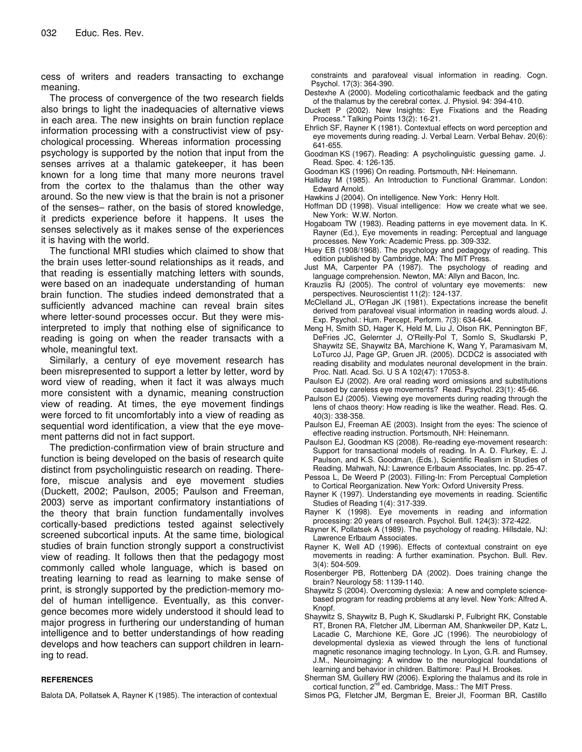cess of writers and readers transacting to exchange meaning.

The process of convergence of the two research fields also brings to light the inadequacies of alternative views in each area. The new insights on brain function replace information processing with a constructivist view of psychological processing. Whereas information processing psychology is supported by the notion that input from the senses arrives at a thalamic gatekeeper, it has been known for a long time that many more neurons travel from the cortex to the thalamus than the other way around. So the new view is that the brain is not a prisoner of the senses– rather, on the basis of stored knowledge, it predicts experience before it happens. It uses the senses selectively as it makes sense of the experiences it is having with the world.

The functional MRI studies which claimed to show that the brain uses letter-sound relationships as it reads, and that reading is essentially matching letters with sounds, were based on an inadequate understanding of human brain function. The studies indeed demonstrated that a sufficiently advanced machine can reveal brain sites where letter-sound processes occur. But they were misinterpreted to imply that nothing else of significance to reading is going on when the reader transacts with a whole, meaningful text.

Similarly, a century of eye movement research has been misrepresented to support a letter by letter, word by word view of reading, when it fact it was always much more consistent with a dynamic, meaning construction view of reading. At times, the eye movement findings were forced to fit uncomfortably into a view of reading as sequential word identification, a view that the eye movement patterns did not in fact support.

The prediction-confirmation view of brain structure and function is being developed on the basis of research quite distinct from psycholinguistic research on reading. Therefore, miscue analysis and eye movement studies (Duckett, 2002; Paulson, 2005; Paulson and Freeman, 2003) serve as important confirmatory instantiations of the theory that brain function fundamentally involves cortically-based predictions tested against selectively screened subcortical inputs. At the same time, biological studies of brain function strongly support a constructivist view of reading. It follows then that the pedagogy most commonly called whole language, which is based on treating learning to read as learning to make sense of print, is strongly supported by the prediction-memory model of human intelligence. Eventually, as this convergence becomes more widely understood it should lead to major progress in furthering our understanding of human intelligence and to better understandings of how reading develops and how teachers can support children in learning to read.

## REFERENCES

Balota DA, Pollatsek A, Rayner K (1985). The interaction of contextual constraints and parafoveal visual information in reading. Cogn. Psychol. 17(3): 364-390.

Destexhe A (2000). Modeling corticothalamic feedback and the gating of the thalamus by the cerebral cortex. J. Physiol. 94: 394-410.

Duckett P (2002). New Insights: Eye Fixations and the Reading Process." Talking Points 13(2): 16-21.

Ehrlich SF, Rayner K (1981). Contextual effects on word perception and eye movements during reading. J. Verbal Learn. Verbal Behav. 20(6): 641-655.

Goodman KS (1967). Reading: A psycholinguistic guessing game. J. Read. Spec. 4: 126-135.

Goodman KS (1996) On reading. Portsmouth, NH: Heinemann.

Halliday M (1985). An Introduction to Functional Grammar. London: Edward Arnold.

Hawkins J (2004). On intelligence. New York: Henry Holt.

Hoffman DD (1998). Visual intelligence: How we create what we see. New York: W.W. Norton.

Hogaboam TW (1983). Reading patterns in eye movement data. In K. Rayner (Ed.), Eye movements in reading: Perceptual and language processes. New York: Academic Press. pp. 309-332.

Huey EB (1908/1968). The psychology and pedagogy of reading. This edition published by Cambridge, MA: The MIT Press.

Just MA, Carpenter PA (1987). The psychology of reading and language comprehension. Newton, MA: Allyn and Bacon, Inc.

Krauzlis RJ (2005). The control of voluntary eye movements: new perspectives. Neuroscientist 11(2): 124-137.

McClelland JL, O'Regan JK (1981). Expectations increase the benefit derived from parafoveal visual information in reading words aloud. J. Exp. Psychol.: Hum. Percept. Perform. 7(3): 634-644.

Meng H, Smith SD, Hager K, Held M, Liu J, Olson RK, Pennington BF, DeFries JC, Gelernter J, O'Reilly-Pol T, Somlo S, Skudlarski P, Shaywitz SE, Shaywitz BA, Marchione K, Wang Y, Paramasivam M, LoTurco JJ, Page GP, Gruen JR. (2005). DCDC2 is associated with reading disability and modulates neuronal development in the brain. Proc. Natl. Acad. Sci. U S A 102(47): 17053-8.

Paulson EJ (2002). Are oral reading word omissions and substitutions caused by careless eye movements? Read. Psychol. 23(1): 45-66.

Paulson EJ (2005). Viewing eye movements during reading through the lens of chaos theory: How reading is like the weather. Read. Res. Q. 40(3): 338-358.

Paulson EJ, Freeman AE (2003). Insight from the eyes: The science of effective reading instruction. Portsmouth, NH: Heinemann.

Paulson EJ, Goodman KS (2008). Re-reading eye-movement research: Support for transactional models of reading. In A. D. Flurkey, E. J. Paulson, and K.S. Goodman, (Eds.), Scientific Realism in Studies of Reading. Mahwah, NJ: Lawrence Erlbaum Associates, Inc. pp. 25-47.

Pessoa L, De Weerd P (2003). Filling-In: From Perceptual Completion to Cortical Reorganization. New York: Oxford University Press.

Rayner K (1997). Understanding eye movements in reading. Scientific Studies of Reading 1(4): 317-339.

Rayner K (1998). Eye movements in reading and information processing: 20 years of research. Psychol. Bull. 124(3): 372-422.

Rayner K, Pollatsek A (1989). The psychology of reading. Hillsdale, NJ: Lawrence Erlbaum Associates.

Rayner K, Well AD (1996). Effects of contextual constraint on eye movements in reading: A further examination. Psychon. Bull. Rev. 3(4): 504-509.

Rosenberger PB, Rottenberg DA (2002). Does training change the brain? Neurology 58: 1139-1140.

Shaywitz S (2004). Overcoming dyslexia: A new and complete science-based program for reading problems at any level. New York: Alfred A. Knopf.

Shaywitz S, Shaywitz B, Pugh K, Skudlarski P, Fulbright RK, Constable RT, Bronen RA, Fletcher JM, Liberman AM, Shankweiler DP, Katz L, Lacadie C, Marchione KE, Gore JC (1996). The neurobiology of developmental dyslexia as viewed through the lens of functional magnetic resonance imaging technology. In Lyon, G.R. and Rumsey, J.M., Neuroimaging: A window to the neurological foundations of learning and behavior in children. Baltimore: Paul H. Brookes.

Sherman SM, Guillery RW (2006). Exploring the thalamus and its role in cortical function, 2nd ed. Cambridge, Mass.: The MIT Press.

Simos PG, Fletcher JM, Bergman E, Breier JI, Foorman BR, Castillo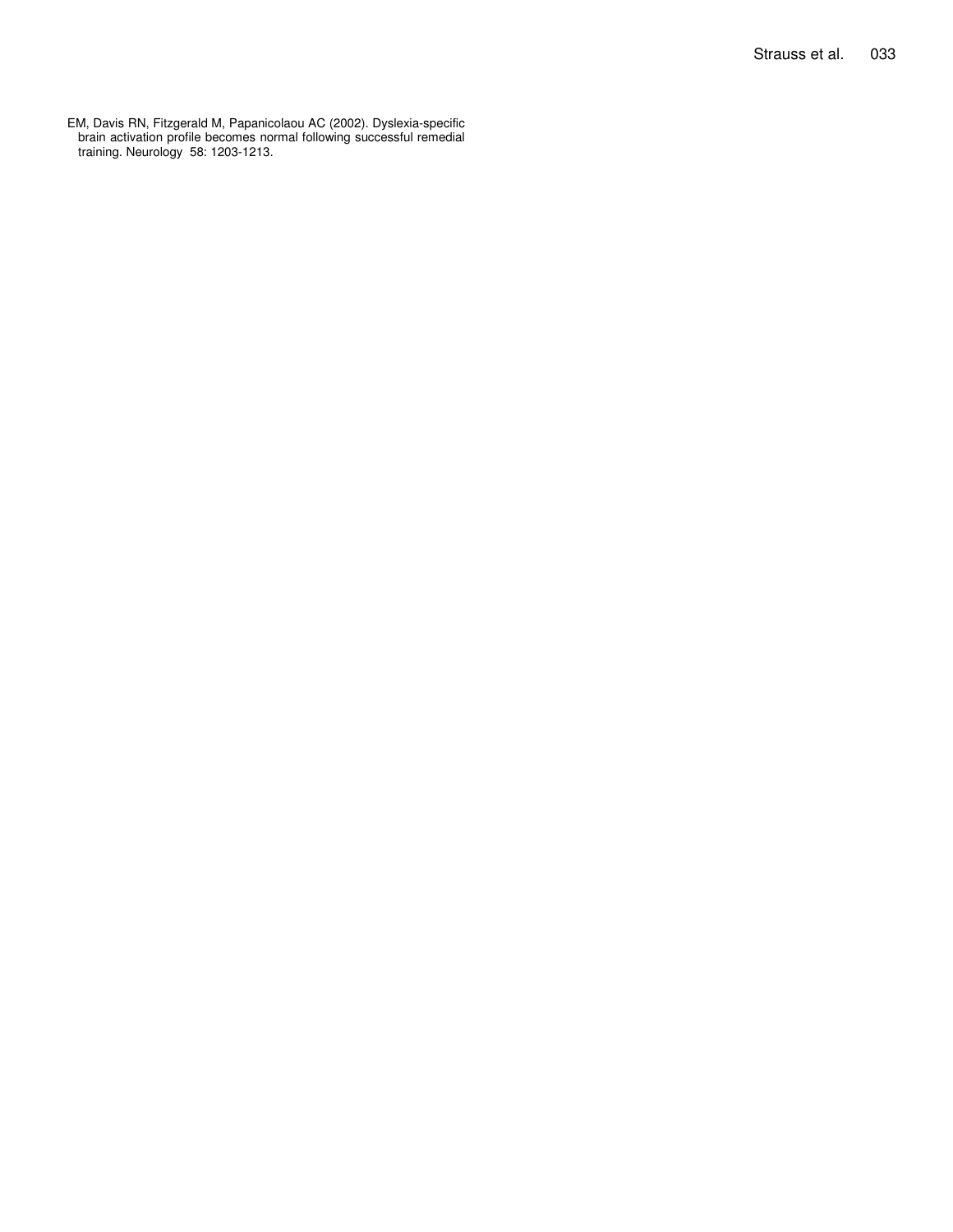EM, Davis RN, Fitzgerald M, Papanicolaou AC (2002). Dyslexia-specific brain activation profile becomes normal following successful remedial training. Neurology 58: 1203-1213.